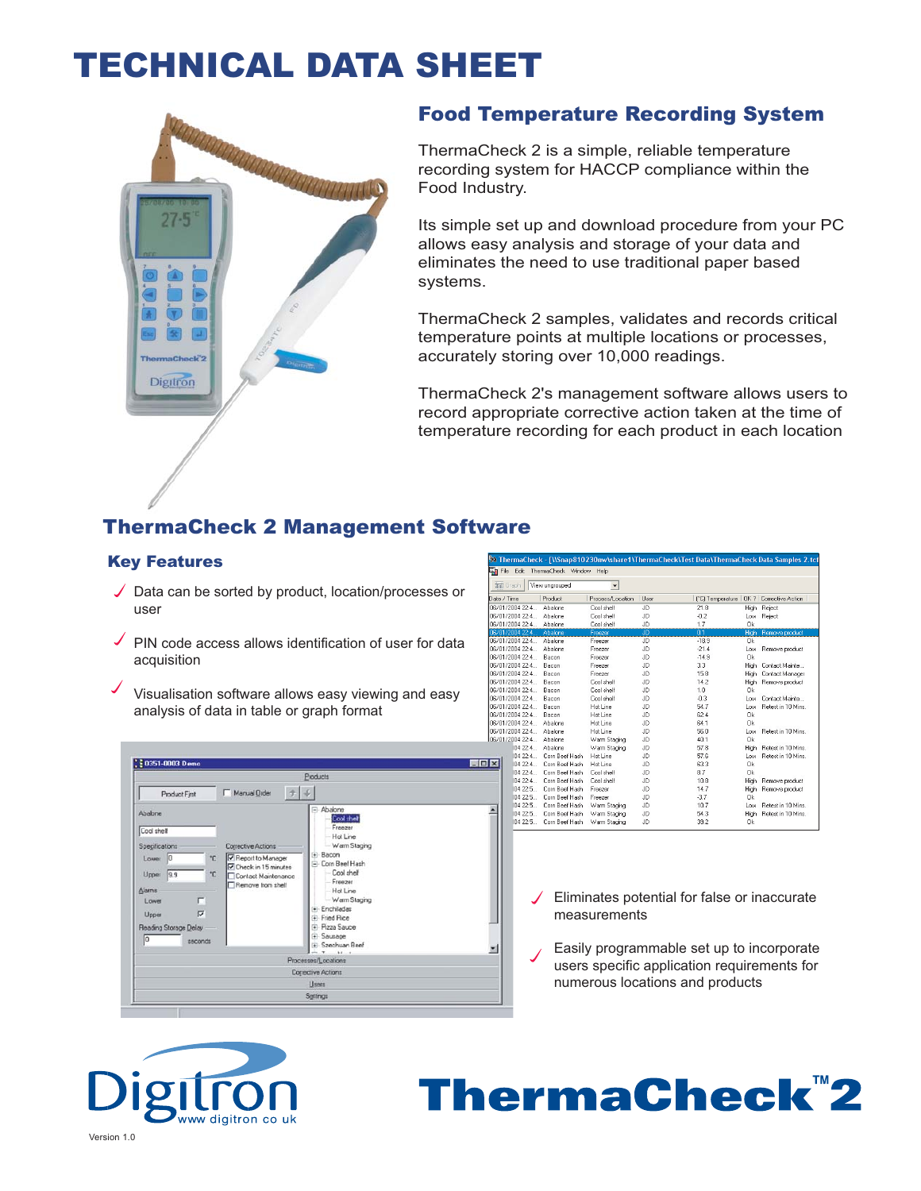# TECHNICAL DATA SHEET

## Food Temperature Recording System

ThermaCheck 2 is a simple, reliable temperature recording system for HACCP compliance within the Food Industry.

Its simple set up and download procedure from your PC allows easy analysis and storage of your data and eliminates the need to use traditional paper based systems.

ThermaCheck 2 samples, validates and records critical temperature points at multiple locations or processes, accurately storing over 10,000 readings.

ThermaCheck 2's management software allows users to record appropriate corrective action taken at the time of temperature recording for each product in each location

## ThermaCheck 2 Management Software

### Key Features

- ✓ Data can be sorted by product, location/processes or user
- ✓ PIN code access allows identification of user for data acquisition
- ✓ Visualisation software allows easy viewing and easy analysis of data in table or graph format
- ✓ Eliminates potential for false or inaccurate measurements
- ✓ Easily programmable set up to incorporate users specific application requirements for numerous locations and products

Digitron
www digitron co uk

ThermaCheck™ 2

Version 1.0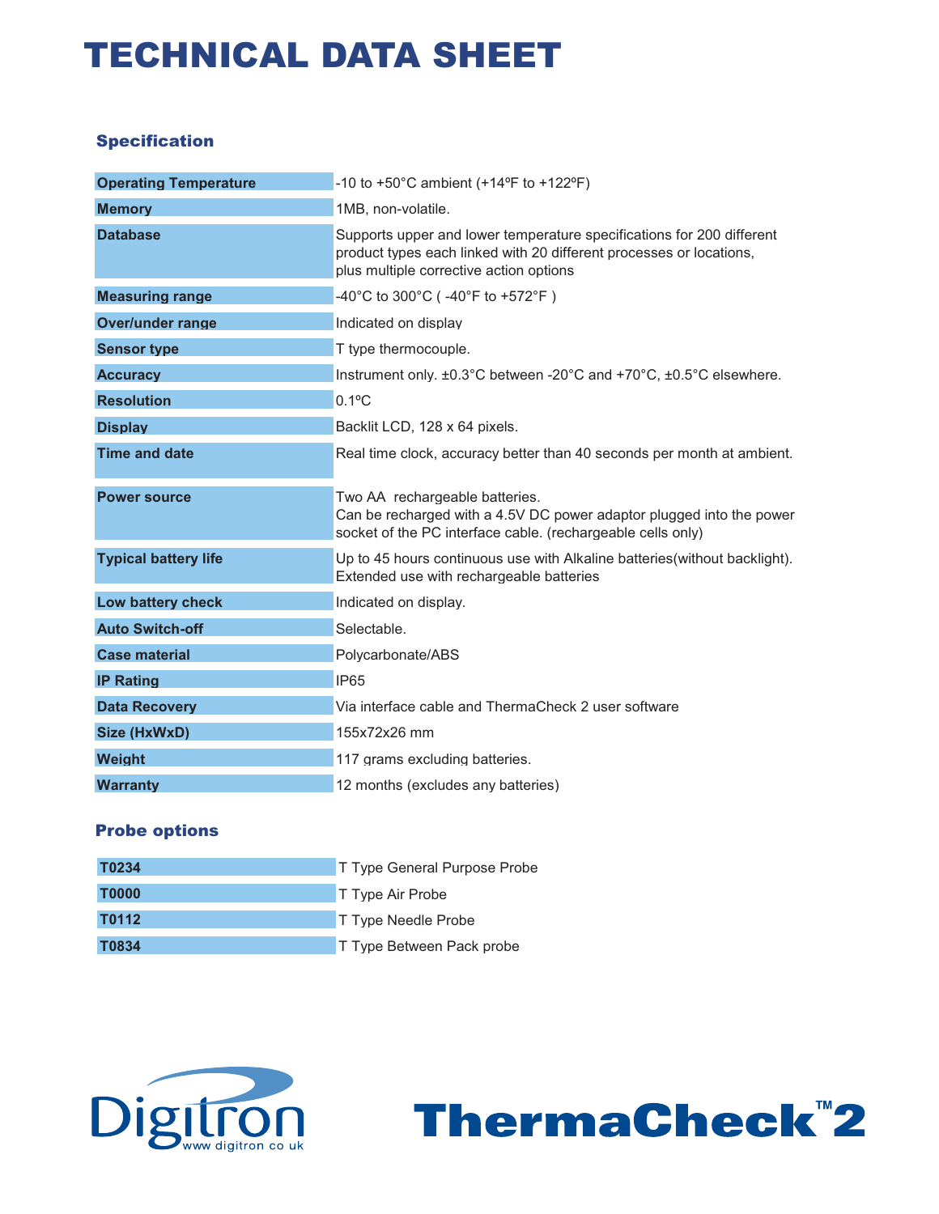# TECHNICAL DATA SHEET

## Specification

| | |
|---|---|
| **Operating Temperature** | -10 to +50°C ambient (+14ºF to +122ºF) |
| **Memory** | 1MB, non-volatile. |
| **Database** | Supports upper and lower temperature specifications for 200 different product types each linked with 20 different processes or locations, plus multiple corrective action options |
| **Measuring range** | -40°C to 300°C ( -40°F to +572°F ) |
| **Over/under range** | Indicated on display |
| **Sensor type** | T type thermocouple. |
| **Accuracy** | Instrument only. ±0.3°C between -20°C and +70°C, ±0.5°C elsewhere. |
| **Resolution** | 0.1ºC |
| **Display** | Backlit LCD, 128 x 64 pixels. |
| **Time and date** | Real time clock, accuracy better than 40 seconds per month at ambient. |
| **Power source** | Two AA rechargeable batteries. Can be recharged with a 4.5V DC power adaptor plugged into the power socket of the PC interface cable. (rechargeable cells only) |
| **Typical battery life** | Up to 45 hours continuous use with Alkaline batteries(without backlight). Extended use with rechargeable batteries |
| **Low battery check** | Indicated on display. |
| **Auto Switch-off** | Selectable. |
| **Case material** | Polycarbonate/ABS |
| **IP Rating** | IP65 |
| **Data Recovery** | Via interface cable and ThermaCheck 2 user software |
| **Size (HxWxD)** | 155x72x26 mm |
| **Weight** | 117 grams excluding batteries. |
| **Warranty** | 12 months (excludes any batteries) |

## Probe options

| | |
|---|---|
| **T0234** | T Type General Purpose Probe |
| **T0000** | T Type Air Probe |
| **T0112** | T Type Needle Probe |
| **T0834** | T Type Between Pack probe |

Digitron
www digitron co uk

ThermaCheck™2